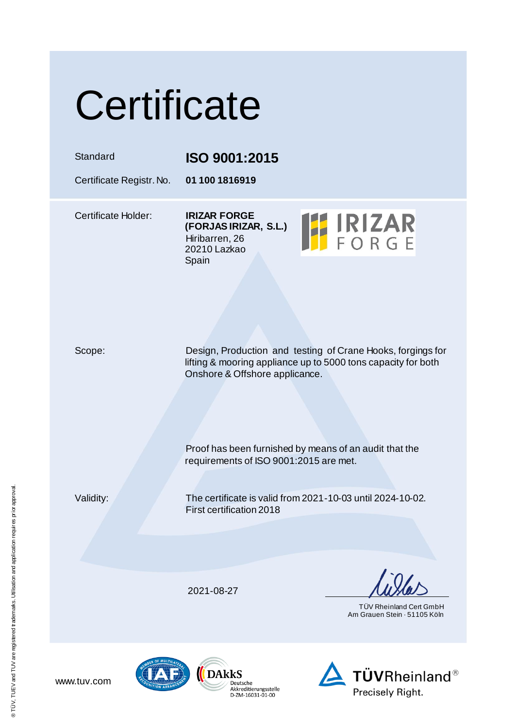# Certificate

| | |
|---|---|
| Standard | **ISO 9001:2015** |
| Certificate Registr. No. | **01 100 1816919** |

Certificate Holder: **IRIZAR FORGE (FORJAS IRIZAR, S.L.)**
Hiribarren, 26
20210 Lazkao
Spain

IRIZAR FORGE

Scope: Design, Production and testing of Crane Hooks, forgings for lifting & mooring appliance up to 5000 tons capacity for both Onshore & Offshore applicance.

Proof has been furnished by means of an audit that the requirements of ISO 9001:2015 are met.

Validity: The certificate is valid from 2021-10-03 until 2024-10-02.
First certification 2018

2021-08-27

TÜV Rheinland Cert GmbH
Am Grauen Stein · 51105 Köln

www.tuv.com

DAkkS Deutsche Akkreditierungsstelle D-ZM-16031-01-00

TÜVRheinland® Precisely Right.

® TÜV, TUEV and TUV are registered trademarks. Utilisation and application requires prior approval.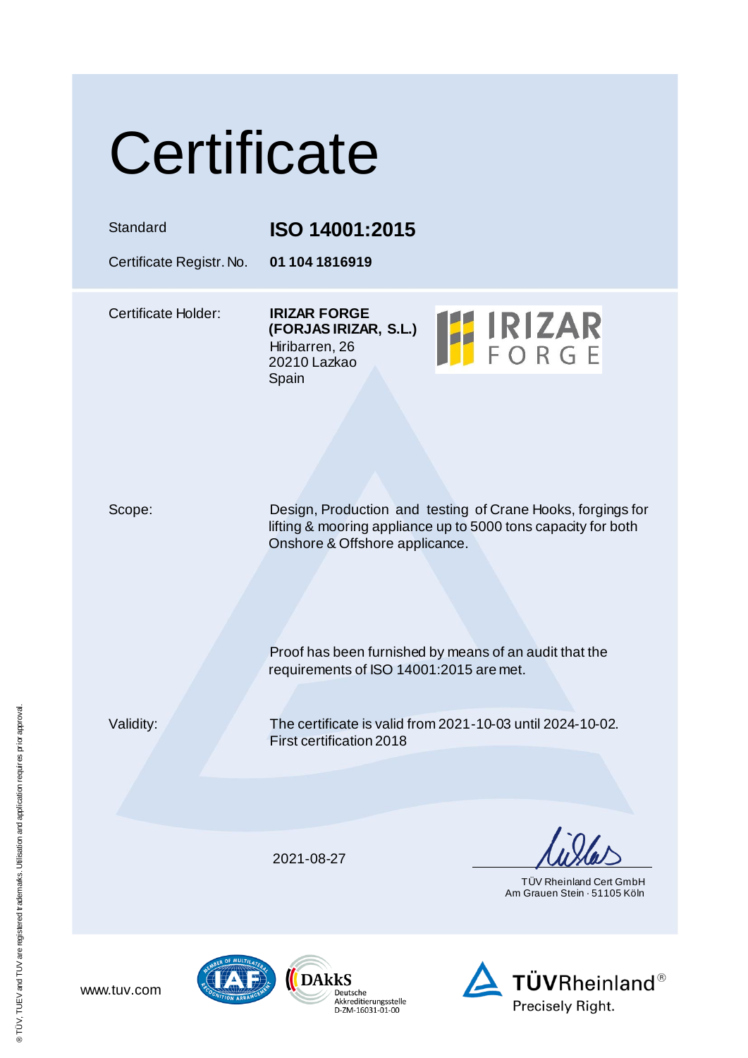# Certificate

| | |
|---|---|
| Standard | **ISO 14001:2015** |
| Certificate Registr. No. | **01 104 1816919** |

Certificate Holder: **IRIZAR FORGE (FORJAS IRIZAR, S.L.)**
Hiribarren, 26
20210 Lazkao
Spain

Scope: Design, Production and testing of Crane Hooks, forgings for lifting & mooring appliance up to 5000 tons capacity for both Onshore & Offshore applicance.

Proof has been furnished by means of an audit that the requirements of ISO 14001:2015 are met.

Validity: The certificate is valid from 2021-10-03 until 2024-10-02.
First certification 2018

2021-08-27

TÜV Rheinland Cert GmbH
Am Grauen Stein · 51105 Köln

www.tuv.com

DAkkS Deutsche Akkreditierungsstelle D-ZM-16031-01-00

TÜVRheinland® Precisely Right.

® TÜV, TUEV and TUV are registered trademarks. Utilisation and application requires prior approval.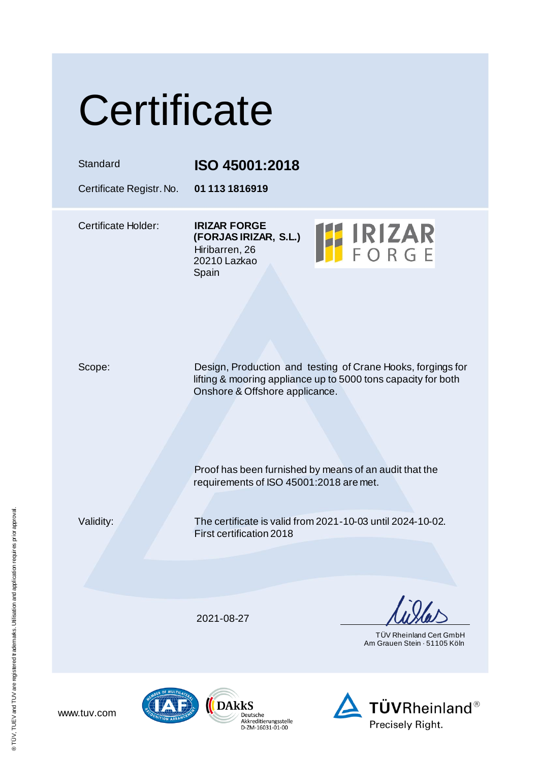# Certificate

| | |
|---|---|
| Standard | **ISO 45001:2018** |
| Certificate Registr. No. | **01 113 1816919** |

Certificate Holder: **IRIZAR FORGE (FORJAS IRIZAR, S.L.)**
Hiribarren, 26
20210 Lazkao
Spain

IRIZAR FORGE

Scope: Design, Production and testing of Crane Hooks, forgings for lifting & mooring appliance up to 5000 tons capacity for both Onshore & Offshore applicance.

Proof has been furnished by means of an audit that the requirements of ISO 45001:2018 are met.

Validity: The certificate is valid from 2021-10-03 until 2024-10-02.
First certification 2018

2021-08-27

TÜV Rheinland Cert GmbH
Am Grauen Stein · 51105 Köln

www.tuv.com

DAkkS Deutsche Akkreditierungsstelle D-ZM-16031-01-00

TÜVRheinland® Precisely Right.

® TÜV, TUEV and TUV are registered trademarks. Utilisation and application requires prior approval.